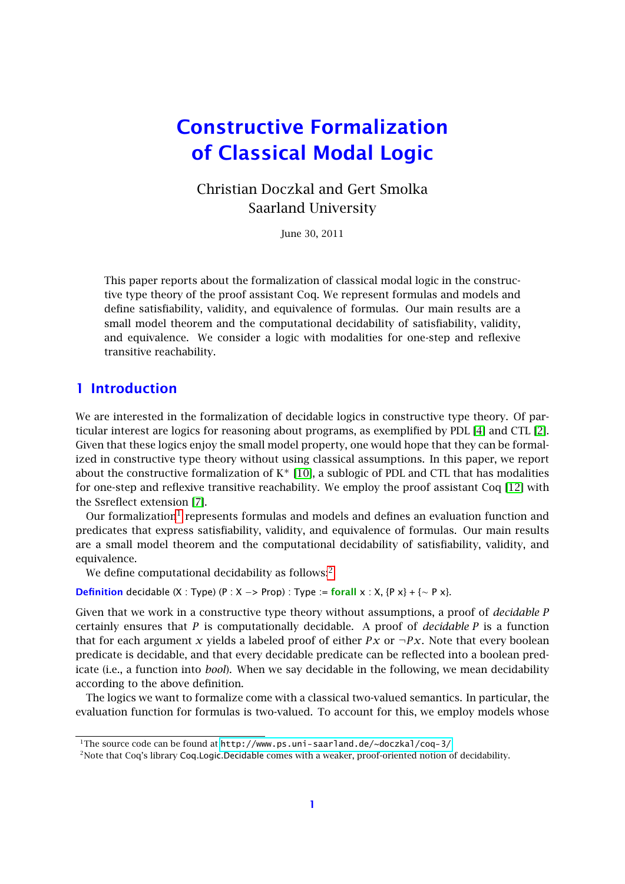# Constructive Formalization of Classical Modal Logic

Christian Doczkal and Gert Smolka
Saarland University

June 30, 2011

This paper reports about the formalization of classical modal logic in the constructive type theory of the proof assistant Coq. We represent formulas and models and define satisfiability, validity, and equivalence of formulas. Our main results are a small model theorem and the computational decidability of satisfiability, validity, and equivalence. We consider a logic with modalities for one-step and reflexive transitive reachability.

## 1 Introduction

We are interested in the formalization of decidable logics in constructive type theory. Of particular interest are logics for reasoning about programs, as exemplified by PDL [4] and CTL [2]. Given that these logics enjoy the small model property, one would hope that they can be formalized in constructive type theory without using classical assumptions. In this paper, we report about the constructive formalization of K* [10], a sublogic of PDL and CTL that has modalities for one-step and reflexive transitive reachability. We employ the proof assistant Coq [12] with the Ssreflect extension [7].

Our formalization[1] represents formulas and models and defines an evaluation function and predicates that express satisfiability, validity, and equivalence of formulas. Our main results are a small model theorem and the computational decidability of satisfiability, validity, and equivalence.

We define computational decidability as follows:[2]

```
Definition decidable (X : Type) (P : X -> Prop) : Type := forall x : X, {P x} + {~ P x}.
```

Given that we work in a constructive type theory without assumptions, a proof of *decidable P* certainly ensures that $P$ is computationally decidable. A proof of *decidable P* is a function that for each argument $x$ yields a labeled proof of either $Px$ or $\neg Px$. Note that every boolean predicate is decidable, and that every decidable predicate can be reflected into a boolean predicate (i.e., a function into *bool*). When we say decidable in the following, we mean decidability according to the above definition.

The logics we want to formalize come with a classical two-valued semantics. In particular, the evaluation function for formulas is two-valued. To account for this, we employ models whose

[1] The source code can be found at http://www.ps.uni-saarland.de/~doczkal/coq-3/

[2] Note that Coq's library Coq.Logic.Decidable comes with a weaker, proof-oriented notion of decidability.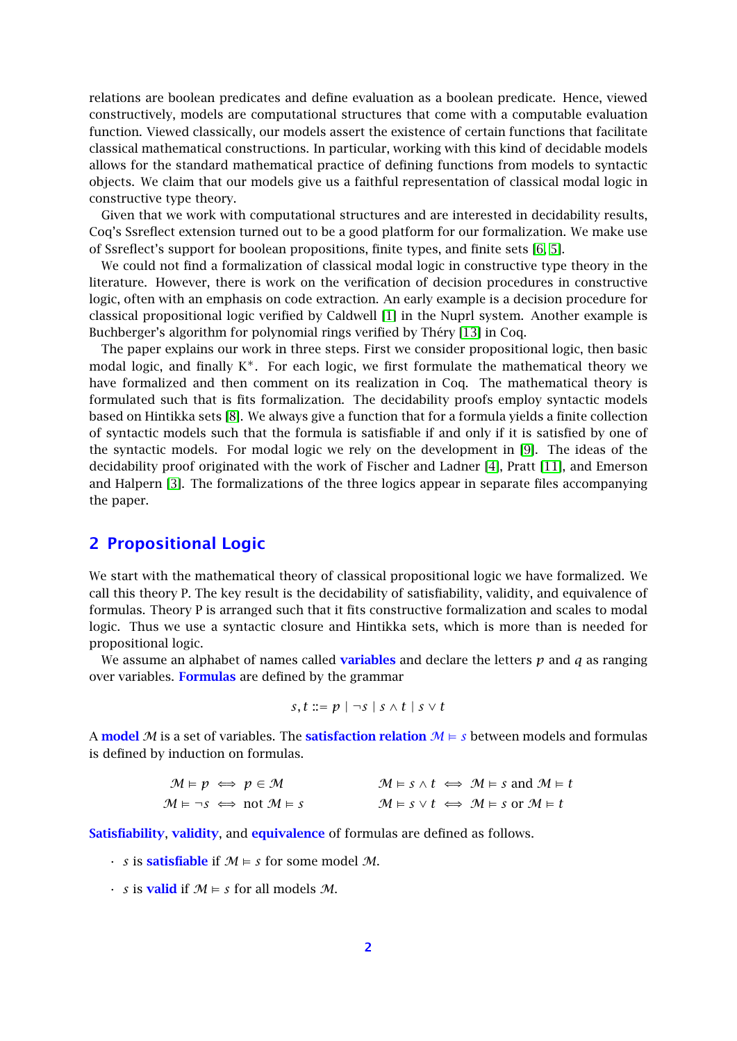relations are boolean predicates and define evaluation as a boolean predicate. Hence, viewed constructively, models are computational structures that come with a computable evaluation function. Viewed classically, our models assert the existence of certain functions that facilitate classical mathematical constructions. In particular, working with this kind of decidable models allows for the standard mathematical practice of defining functions from models to syntactic objects. We claim that our models give us a faithful representation of classical modal logic in constructive type theory.

Given that we work with computational structures and are interested in decidability results, Coq's Ssreflect extension turned out to be a good platform for our formalization. We make use of Ssreflect's support for boolean propositions, finite types, and finite sets [6, 5].

We could not find a formalization of classical modal logic in constructive type theory in the literature. However, there is work on the verification of decision procedures in constructive logic, often with an emphasis on code extraction. An early example is a decision procedure for classical propositional logic verified by Caldwell [1] in the Nuprl system. Another example is Buchberger's algorithm for polynomial rings verified by Théry [13] in Coq.

The paper explains our work in three steps. First we consider propositional logic, then basic modal logic, and finally $K^*$. For each logic, we first formulate the mathematical theory we have formalized and then comment on its realization in Coq. The mathematical theory is formulated such that is fits formalization. The decidability proofs employ syntactic models based on Hintikka sets [8]. We always give a function that for a formula yields a finite collection of syntactic models such that the formula is satisfiable if and only if it is satisfied by one of the syntactic models. For modal logic we rely on the development in [9]. The ideas of the decidability proof originated with the work of Fischer and Ladner [4], Pratt [11], and Emerson and Halpern [3]. The formalizations of the three logics appear in separate files accompanying the paper.

## 2 Propositional Logic

We start with the mathematical theory of classical propositional logic we have formalized. We call this theory P. The key result is the decidability of satisfiability, validity, and equivalence of formulas. Theory P is arranged such that it fits constructive formalization and scales to modal logic. Thus we use a syntactic closure and Hintikka sets, which is more than is needed for propositional logic.

We assume an alphabet of names called **variables** and declare the letters $p$ and $q$ as ranging over variables. **Formulas** are defined by the grammar

$$s, t ::= p \mid \neg s \mid s \wedge t \mid s \vee t$$

A **model** $\mathcal{M}$ is a set of variables. The **satisfaction relation** $\mathcal{M} \models s$ between models and formulas is defined by induction on formulas.

$$\mathcal{M} \models p \iff p \in \mathcal{M} \qquad\qquad \mathcal{M} \models s \wedge t \iff \mathcal{M} \models s \text{ and } \mathcal{M} \models t$$

$$\mathcal{M} \models \neg s \iff \text{not } \mathcal{M} \models s \qquad\qquad \mathcal{M} \models s \vee t \iff \mathcal{M} \models s \text{ or } \mathcal{M} \models t$$

**Satisfiability**, **validity**, and **equivalence** of formulas are defined as follows.

- $s$ is **satisfiable** if $\mathcal{M} \models s$ for some model $\mathcal{M}$.
- $s$ is **valid** if $\mathcal{M} \models s$ for all models $\mathcal{M}$.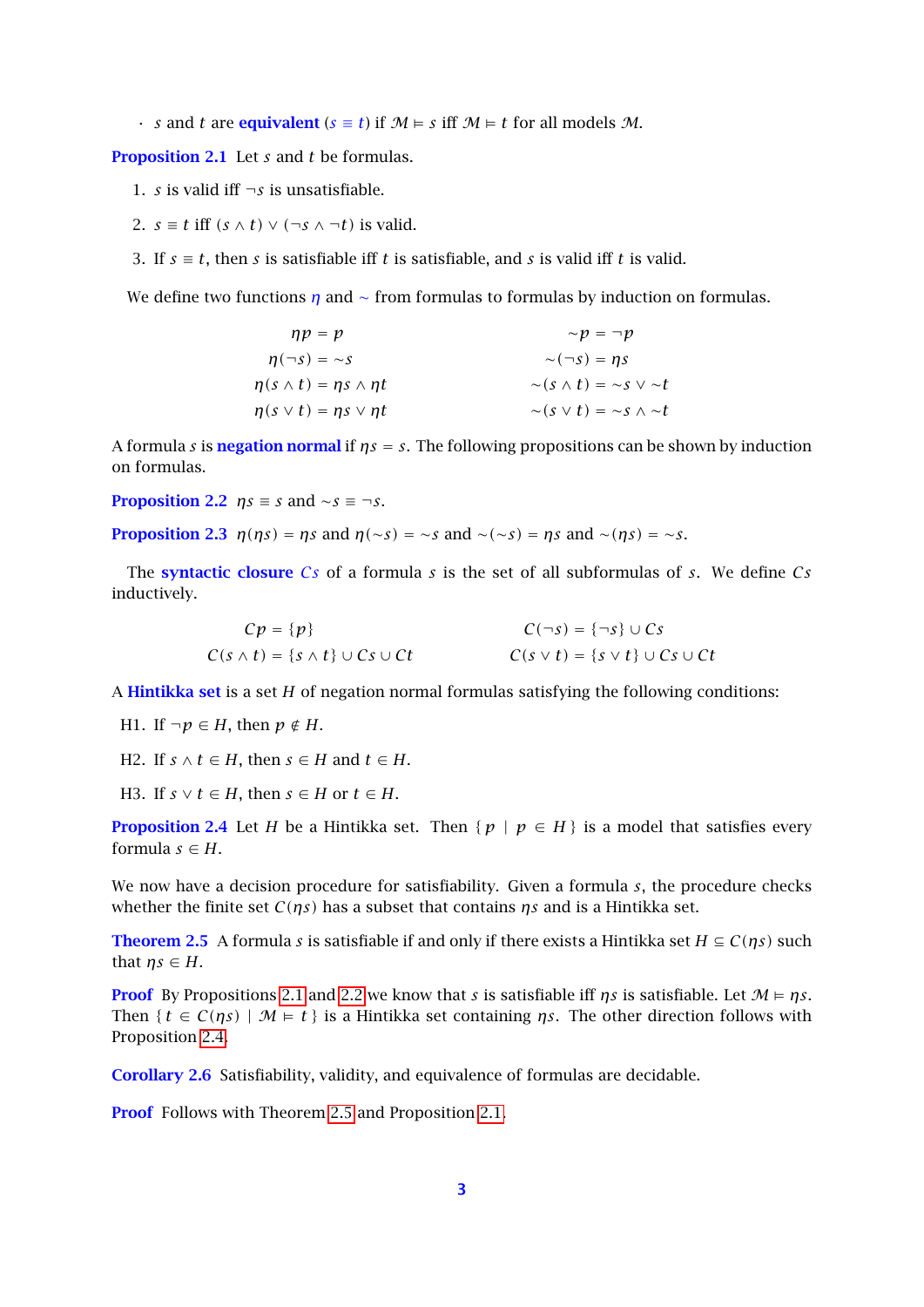- $s$ and $t$ are **equivalent** ($s \equiv t$) if $\mathcal{M} \vDash s$ iff $\mathcal{M} \vDash t$ for all models $\mathcal{M}$.

**Proposition 2.1** Let $s$ and $t$ be formulas.

1. $s$ is valid iff $\neg s$ is unsatisfiable.
2. $s \equiv t$ iff $(s \wedge t) \vee (\neg s \wedge \neg t)$ is valid.
3. If $s \equiv t$, then $s$ is satisfiable iff $t$ is satisfiable, and $s$ is valid iff $t$ is valid.

We define two functions $\eta$ and $\sim$ from formulas to formulas by induction on formulas.

$$
\begin{aligned}
\eta p &= p & \sim p &= \neg p \\
\eta(\neg s) &= \sim s & \sim(\neg s) &= \eta s \\
\eta(s \wedge t) &= \eta s \wedge \eta t & \sim(s \wedge t) &= \sim s \vee \sim t \\
\eta(s \vee t) &= \eta s \vee \eta t & \sim(s \vee t) &= \sim s \wedge \sim t
\end{aligned}
$$

A formula $s$ is **negation normal** if $\eta s = s$. The following propositions can be shown by induction on formulas.

**Proposition 2.2** $\eta s \equiv s$ and $\sim s \equiv \neg s$.

**Proposition 2.3** $\eta(\eta s) = \eta s$ and $\eta(\sim s) = \sim s$ and $\sim(\sim s) = \eta s$ and $\sim(\eta s) = \sim s$.

The **syntactic closure** $Cs$ of a formula $s$ is the set of all subformulas of $s$. We define $Cs$ inductively.

$$
\begin{aligned}
Cp &= \{p\} & C(\neg s) &= \{\neg s\} \cup Cs \\
C(s \wedge t) &= \{s \wedge t\} \cup Cs \cup Ct & C(s \vee t) &= \{s \vee t\} \cup Cs \cup Ct
\end{aligned}
$$

A **Hintikka set** is a set $H$ of negation normal formulas satisfying the following conditions:

H1. If $\neg p \in H$, then $p \notin H$.

H2. If $s \wedge t \in H$, then $s \in H$ and $t \in H$.

H3. If $s \vee t \in H$, then $s \in H$ or $t \in H$.

**Proposition 2.4** Let $H$ be a Hintikka set. Then $\{\, p \mid p \in H \,\}$ is a model that satisfies every formula $s \in H$.

We now have a decision procedure for satisfiability. Given a formula $s$, the procedure checks whether the finite set $C(\eta s)$ has a subset that contains $\eta s$ and is a Hintikka set.

**Theorem 2.5** A formula $s$ is satisfiable if and only if there exists a Hintikka set $H \subseteq C(\eta s)$ such that $\eta s \in H$.

**Proof** By Propositions 2.1 and 2.2 we know that $s$ is satisfiable iff $\eta s$ is satisfiable. Let $\mathcal{M} \vDash \eta s$. Then $\{\, t \in C(\eta s) \mid \mathcal{M} \vDash t \,\}$ is a Hintikka set containing $\eta s$. The other direction follows with Proposition 2.4.

**Corollary 2.6** Satisfiability, validity, and equivalence of formulas are decidable.

**Proof** Follows with Theorem 2.5 and Proposition 2.1.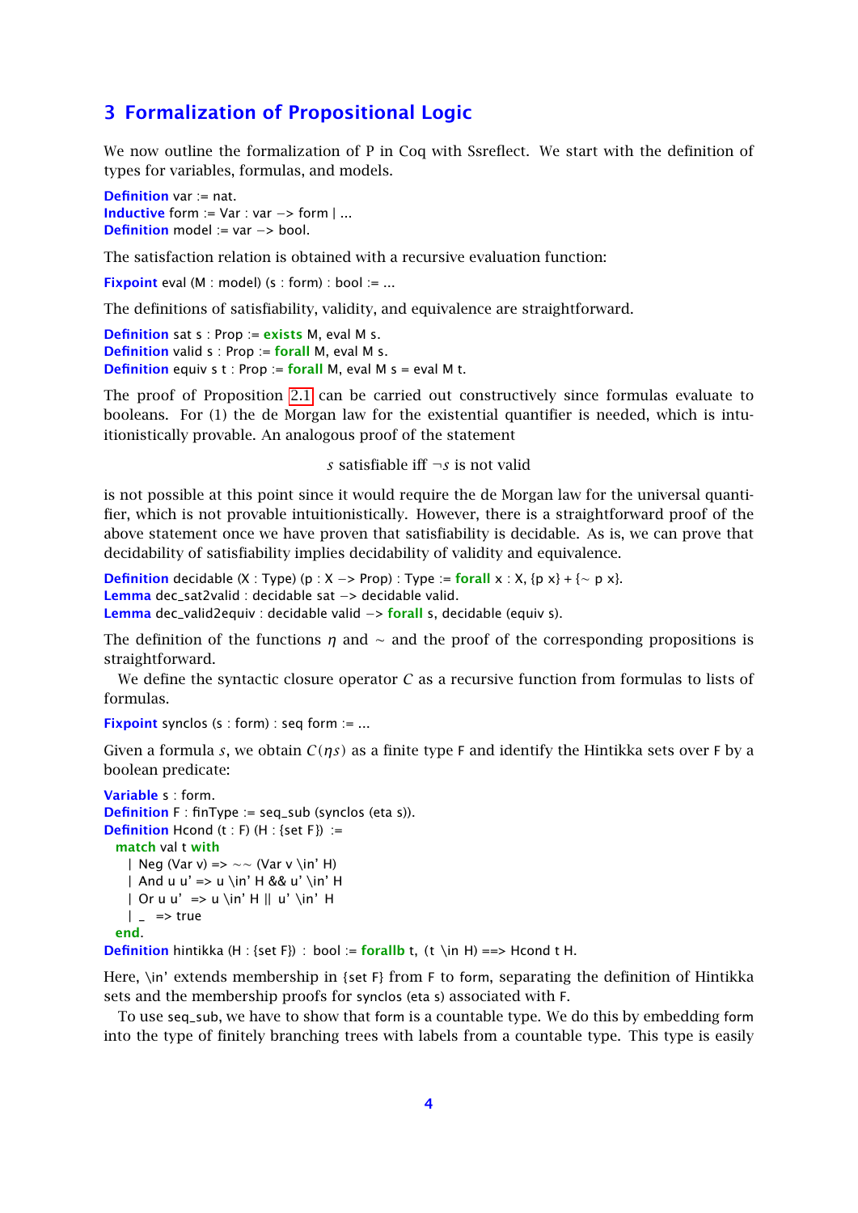## 3 Formalization of Propositional Logic

We now outline the formalization of P in Coq with Ssreflect. We start with the definition of types for variables, formulas, and models.

```
Definition var := nat.
Inductive form := Var : var -> form | ...
Definition model := var -> bool.
```

The satisfaction relation is obtained with a recursive evaluation function:

```
Fixpoint eval (M : model) (s : form) : bool := ...
```

The definitions of satisfiability, validity, and equivalence are straightforward.

```
Definition sat s : Prop := exists M, eval M s.
Definition valid s : Prop := forall M, eval M s.
Definition equiv s t : Prop := forall M, eval M s = eval M t.
```

The proof of Proposition 2.1 can be carried out constructively since formulas evaluate to booleans. For (1) the de Morgan law for the existential quantifier is needed, which is intuitionistically provable. An analogous proof of the statement

$$s \text{ satisfiable iff } \neg s \text{ is not valid}$$

is not possible at this point since it would require the de Morgan law for the universal quantifier, which is not provable intuitionistically. However, there is a straightforward proof of the above statement once we have proven that satisfiability is decidable. As is, we can prove that decidability of satisfiability implies decidability of validity and equivalence.

```
Definition decidable (X : Type) (p : X -> Prop) : Type := forall x : X, {p x} + {~ p x}.
Lemma dec_sat2valid : decidable sat -> decidable valid.
Lemma dec_valid2equiv : decidable valid -> forall s, decidable (equiv s).
```

The definition of the functions $\eta$ and $\sim$ and the proof of the corresponding propositions is straightforward.

We define the syntactic closure operator $C$ as a recursive function from formulas to lists of formulas.

```
Fixpoint synclos (s : form) : seq form := ...
```

Given a formula $s$, we obtain $C(\eta s)$ as a finite type F and identify the Hintikka sets over F by a boolean predicate:

```
Variable s : form.
Definition F : finType := seq_sub (synclos (eta s)).
Definition Hcond (t : F) (H : {set F}) :=
  match val t with
    | Neg (Var v) => ~~ (Var v \in' H)
    | And u u' => u \in' H && u' \in' H
    | Or u u'  => u \in' H || u' \in' H
    | _  => true
  end.
Definition hintikka (H : {set F}) : bool := forallb t, (t \in H) ==> Hcond t H.
```

Here, \in' extends membership in {set F} from F to form, separating the definition of Hintikka sets and the membership proofs for synclos (eta s) associated with F.

To use seq_sub, we have to show that form is a countable type. We do this by embedding form into the type of finitely branching trees with labels from a countable type. This type is easily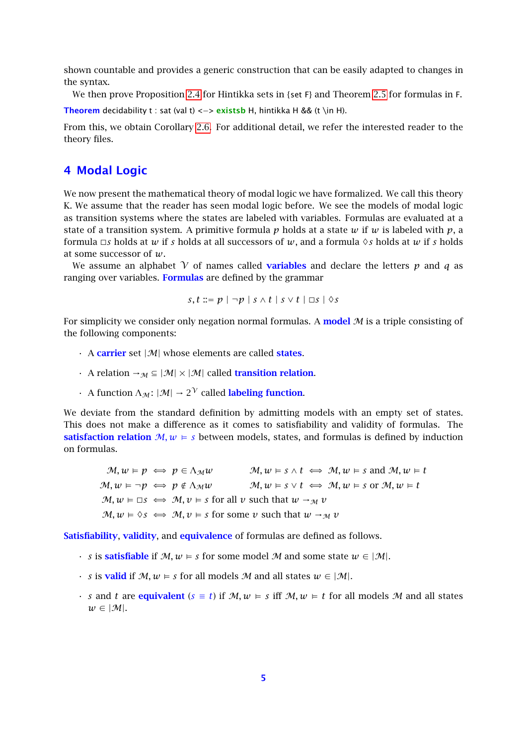shown countable and provides a generic construction that can be easily adapted to changes in the syntax.

We then prove Proposition 2.4 for Hintikka sets in {set F} and Theorem 2.5 for formulas in F.

```
Theorem decidability t : sat (val t) <-> existsb H, hintikka H && (t \in H).
```

From this, we obtain Corollary 2.6. For additional detail, we refer the interested reader to the theory files.

# 4 Modal Logic

We now present the mathematical theory of modal logic we have formalized. We call this theory K. We assume that the reader has seen modal logic before. We see the models of modal logic as transition systems where the states are labeled with variables. Formulas are evaluated at a state of a transition system. A primitive formula $p$ holds at a state $w$ if $w$ is labeled with $p$, a formula $\Box s$ holds at $w$ if $s$ holds at all successors of $w$, and a formula $\Diamond s$ holds at $w$ if $s$ holds at some successor of $w$.

We assume an alphabet $\mathcal{V}$ of names called **variables** and declare the letters $p$ and $q$ as ranging over variables. **Formulas** are defined by the grammar

$$s, t ::= p \mid \neg p \mid s \wedge t \mid s \vee t \mid \Box s \mid \Diamond s$$

For simplicity we consider only negation normal formulas. A **model** $\mathcal{M}$ is a triple consisting of the following components:

- A **carrier** set $|\mathcal{M}|$ whose elements are called **states**.
- A relation $\rightarrow_{\mathcal{M}} \subseteq |\mathcal{M}| \times |\mathcal{M}|$ called **transition relation**.
- A function $\Lambda_{\mathcal{M}} \colon |\mathcal{M}| \to 2^{\mathcal{V}}$ called **labeling function**.

We deviate from the standard definition by admitting models with an empty set of states. This does not make a difference as it comes to satisfiability and validity of formulas. The **satisfaction relation** $\mathcal{M}, w \vDash s$ between models, states, and formulas is defined by induction on formulas.

$$\begin{aligned}
\mathcal{M}, w \vDash p &\iff p \in \Lambda_{\mathcal{M}} w & \mathcal{M}, w \vDash s \wedge t &\iff \mathcal{M}, w \vDash s \text{ and } \mathcal{M}, w \vDash t \\
\mathcal{M}, w \vDash \neg p &\iff p \notin \Lambda_{\mathcal{M}} w & \mathcal{M}, w \vDash s \vee t &\iff \mathcal{M}, w \vDash s \text{ or } \mathcal{M}, w \vDash t \\
\mathcal{M}, w \vDash \Box s &\iff \mathcal{M}, v \vDash s \text{ for all } v \text{ such that } w \rightarrow_{\mathcal{M}} v \\
\mathcal{M}, w \vDash \Diamond s &\iff \mathcal{M}, v \vDash s \text{ for some } v \text{ such that } w \rightarrow_{\mathcal{M}} v
\end{aligned}$$

**Satisfiability**, **validity**, and **equivalence** of formulas are defined as follows.

- $s$ is **satisfiable** if $\mathcal{M}, w \vDash s$ for some model $\mathcal{M}$ and some state $w \in |\mathcal{M}|$.
- $s$ is **valid** if $\mathcal{M}, w \vDash s$ for all models $\mathcal{M}$ and all states $w \in |\mathcal{M}|$.
- $s$ and $t$ are **equivalent** ($s \equiv t$) if $\mathcal{M}, w \vDash s$ iff $\mathcal{M}, w \vDash t$ for all models $\mathcal{M}$ and all states $w \in |\mathcal{M}|$.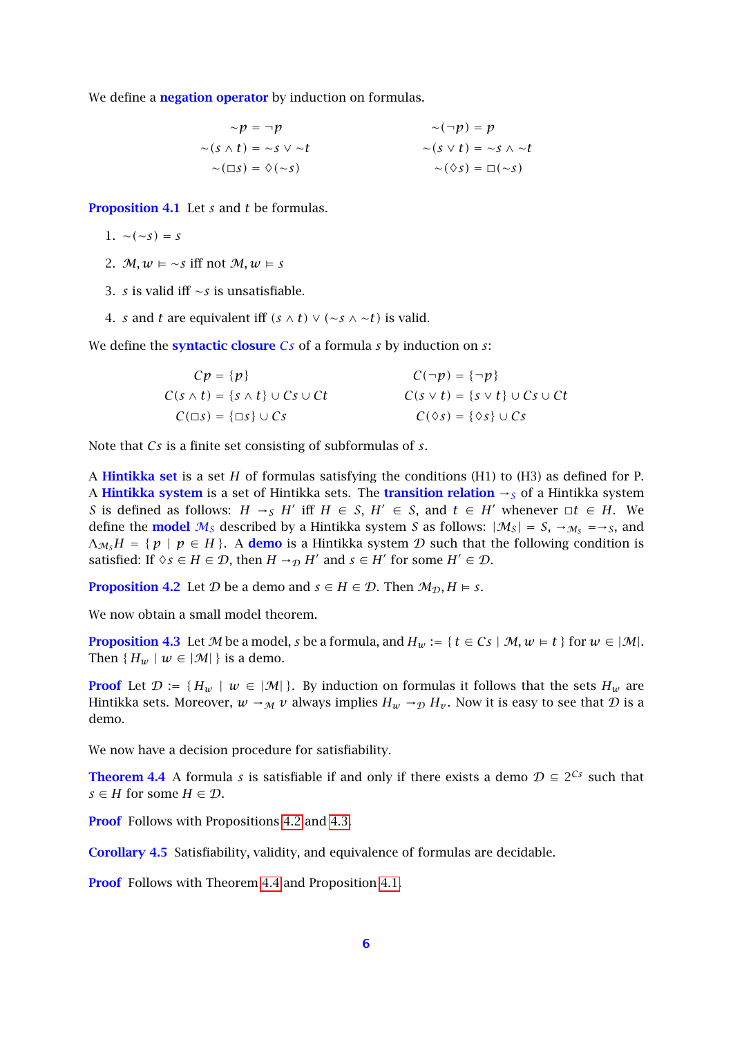We define a **negation operator** by induction on formulas.

$$\begin{aligned} {\sim}p &= \neg p & \qquad {\sim}(\neg p) &= p \\ {\sim}(s \wedge t) &= {\sim}s \vee {\sim}t & \qquad {\sim}(s \vee t) &= {\sim}s \wedge {\sim}t \\ {\sim}(\Box s) &= \Diamond({\sim}s) & \qquad {\sim}(\Diamond s) &= \Box({\sim}s) \end{aligned}$$

**Proposition 4.1** Let $s$ and $t$ be formulas.

1. ${\sim}({\sim}s) = s$
2. $\mathcal{M}, w \vDash {\sim}s$ iff not $\mathcal{M}, w \vDash s$
3. $s$ is valid iff ${\sim}s$ is unsatisfiable.
4. $s$ and $t$ are equivalent iff $(s \wedge t) \vee ({\sim}s \wedge {\sim}t)$ is valid.

We define the **syntactic closure** $Cs$ of a formula $s$ by induction on $s$:

$$\begin{aligned} Cp &= \{p\} & \qquad C(\neg p) &= \{\neg p\} \\ C(s \wedge t) &= \{s \wedge t\} \cup Cs \cup Ct & \qquad C(s \vee t) &= \{s \vee t\} \cup Cs \cup Ct \\ C(\Box s) &= \{\Box s\} \cup Cs & \qquad C(\Diamond s) &= \{\Diamond s\} \cup Cs \end{aligned}$$

Note that $Cs$ is a finite set consisting of subformulas of $s$.

A **Hintikka set** is a set $H$ of formulas satisfying the conditions (H1) to (H3) as defined for P. A **Hintikka system** is a set of Hintikka sets. The **transition relation** $\rightarrow_{\mathcal{S}}$ of a Hintikka system $\mathcal{S}$ is defined as follows: $H \rightarrow_{\mathcal{S}} H'$ iff $H \in \mathcal{S}$, $H' \in \mathcal{S}$, and $t \in H'$ whenever $\Box t \in H$. We define the **model** $\mathcal{M}_{\mathcal{S}}$ described by a Hintikka system $\mathcal{S}$ as follows: $|\mathcal{M}_{\mathcal{S}}| = \mathcal{S}$, $\rightarrow_{\mathcal{M}_{\mathcal{S}}} = \rightarrow_{\mathcal{S}}$, and $\Lambda_{\mathcal{M}_{\mathcal{S}}} H = \{\, p \mid p \in H \,\}$. A **demo** is a Hintikka system $\mathcal{D}$ such that the following condition is satisfied: If $\Diamond s \in H \in \mathcal{D}$, then $H \rightarrow_{\mathcal{D}} H'$ and $s \in H'$ for some $H' \in \mathcal{D}$.

**Proposition 4.2** Let $\mathcal{D}$ be a demo and $s \in H \in \mathcal{D}$. Then $\mathcal{M}_{\mathcal{D}}, H \vDash s$.

We now obtain a small model theorem.

**Proposition 4.3** Let $\mathcal{M}$ be a model, $s$ be a formula, and $H_w := \{\, t \in Cs \mid \mathcal{M}, w \vDash t \,\}$ for $w \in |\mathcal{M}|$. Then $\{\, H_w \mid w \in |\mathcal{M}| \,\}$ is a demo.

**Proof** Let $\mathcal{D} := \{\, H_w \mid w \in |\mathcal{M}| \,\}$. By induction on formulas it follows that the sets $H_w$ are Hintikka sets. Moreover, $w \rightarrow_{\mathcal{M}} v$ always implies $H_w \rightarrow_{\mathcal{D}} H_v$. Now it is easy to see that $\mathcal{D}$ is a demo.

We now have a decision procedure for satisfiability.

**Theorem 4.4** A formula $s$ is satisfiable if and only if there exists a demo $\mathcal{D} \subseteq 2^{Cs}$ such that $s \in H$ for some $H \in \mathcal{D}$.

**Proof** Follows with Propositions 4.2 and 4.3.

**Corollary 4.5** Satisfiability, validity, and equivalence of formulas are decidable.

**Proof** Follows with Theorem 4.4 and Proposition 4.1.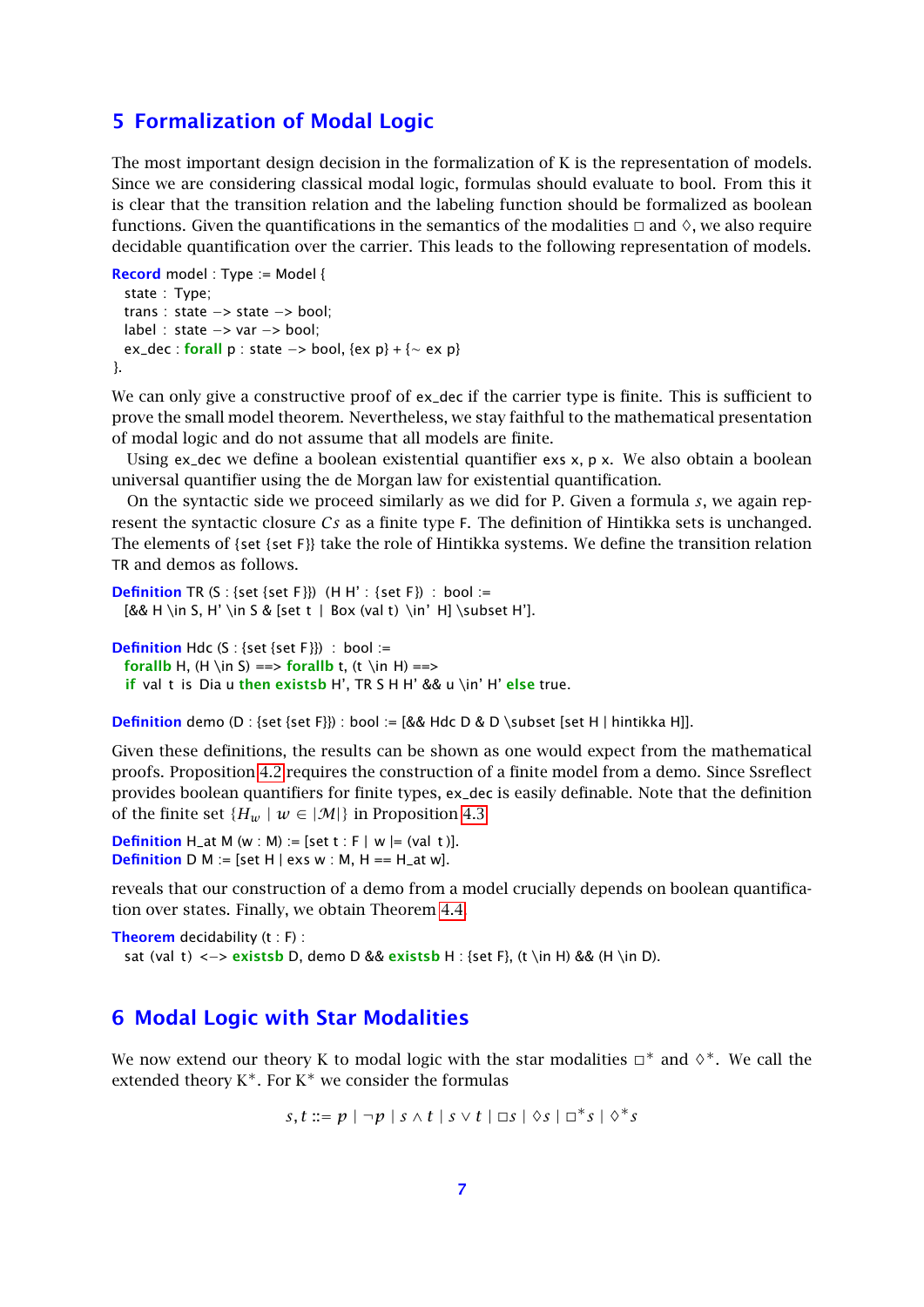## 5 Formalization of Modal Logic

The most important design decision in the formalization of K is the representation of models. Since we are considering classical modal logic, formulas should evaluate to bool. From this it is clear that the transition relation and the labeling function should be formalized as boolean functions. Given the quantifications in the semantics of the modalities $\Box$ and $\Diamond$, we also require decidable quantification over the carrier. This leads to the following representation of models.

```
Record model : Type := Model {
  state : Type;
  trans : state -> state -> bool;
  label : state -> var -> bool;
  ex_dec : forall p : state -> bool, {ex p} + {~ ex p}
}.
```

We can only give a constructive proof of `ex_dec` if the carrier type is finite. This is sufficient to prove the small model theorem. Nevertheless, we stay faithful to the mathematical presentation of modal logic and do not assume that all models are finite.

Using `ex_dec` we define a boolean existential quantifier `exs x, p x`. We also obtain a boolean universal quantifier using the de Morgan law for existential quantification.

On the syntactic side we proceed similarly as we did for P. Given a formula $s$, we again represent the syntactic closure $Cs$ as a finite type `F`. The definition of Hintikka sets is unchanged. The elements of `{set {set F}}` take the role of Hintikka systems. We define the transition relation `TR` and demos as follows.

```
Definition TR (S : {set {set F}}) (H H' : {set F}) : bool :=
  [&& H \in S, H' \in S & [set t | Box (val t) \in' H] \subset H'].

Definition Hdc (S : {set {set F}}) : bool :=
  forallb H, (H \in S) ==> forallb t, (t \in H) ==>
  if val t is Dia u then existsb H', TR S H H' && u \in' H' else true.

Definition demo (D : {set {set F}}) : bool := [&& Hdc D & D \subset [set H | hintikka H]].
```

Given these definitions, the results can be shown as one would expect from the mathematical proofs. Proposition 4.2 requires the construction of a finite model from a demo. Since Ssreflect provides boolean quantifiers for finite types, `ex_dec` is easily definable. Note that the definition of the finite set $\{H_w \mid w \in |\mathcal{M}|\}$ in Proposition 4.3

```
Definition H_at M (w : M) := [set t : F | w |= (val t )].
Definition D M := [set H | exs w : M, H == H_at w].
```

reveals that our construction of a demo from a model crucially depends on boolean quantification over states. Finally, we obtain Theorem 4.4.

```
Theorem decidability (t : F) :
  sat (val t) <-> existsb D, demo D && existsb H : {set F}, (t \in H) && (H \in D).
```

## 6 Modal Logic with Star Modalities

We now extend our theory K to modal logic with the star modalities $\Box^*$ and $\Diamond^*$. We call the extended theory $K^*$. For $K^*$ we consider the formulas

$$s, t ::= p \mid \neg p \mid s \wedge t \mid s \vee t \mid \Box s \mid \Diamond s \mid \Box^* s \mid \Diamond^* s$$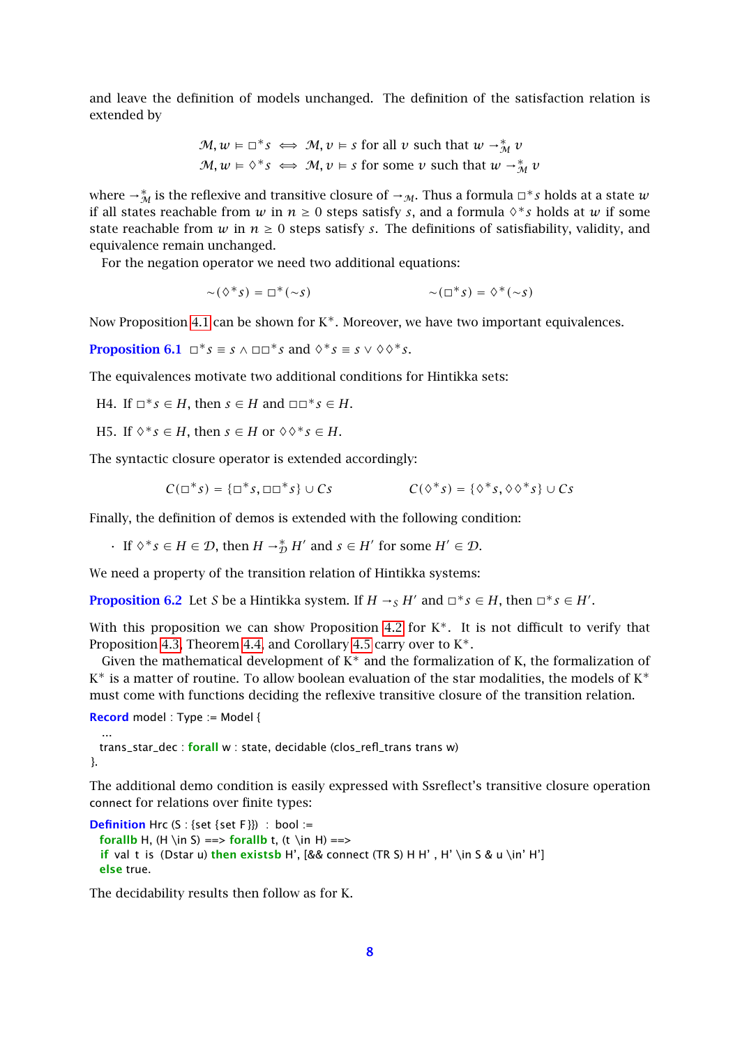and leave the definition of models unchanged. The definition of the satisfaction relation is extended by

$$\mathcal{M}, w \models \Box^* s \iff \mathcal{M}, v \models s \text{ for all } v \text{ such that } w \to_{\mathcal{M}}^* v$$
$$\mathcal{M}, w \models \Diamond^* s \iff \mathcal{M}, v \models s \text{ for some } v \text{ such that } w \to_{\mathcal{M}}^* v$$

where $\to_{\mathcal{M}}^*$ is the reflexive and transitive closure of $\to_{\mathcal{M}}$. Thus a formula $\Box^* s$ holds at a state $w$ if all states reachable from $w$ in $n \geq 0$ steps satisfy $s$, and a formula $\Diamond^* s$ holds at $w$ if some state reachable from $w$ in $n \geq 0$ steps satisfy $s$. The definitions of satisfiability, validity, and equivalence remain unchanged.

For the negation operator we need two additional equations:

$$\sim(\Diamond^* s) = \Box^*(\sim s) \qquad\qquad \sim(\Box^* s) = \Diamond^*(\sim s)$$

Now Proposition 4.1 can be shown for $K^*$. Moreover, we have two important equivalences.

**Proposition 6.1** $\Box^* s \equiv s \wedge \Box\Box^* s$ and $\Diamond^* s \equiv s \vee \Diamond\Diamond^* s$.

The equivalences motivate two additional conditions for Hintikka sets:

H4. If $\Box^* s \in H$, then $s \in H$ and $\Box\Box^* s \in H$.

H5. If $\Diamond^* s \in H$, then $s \in H$ or $\Diamond\Diamond^* s \in H$.

The syntactic closure operator is extended accordingly:

$$C(\Box^* s) = \{\Box^* s, \Box\Box^* s\} \cup Cs \qquad\qquad C(\Diamond^* s) = \{\Diamond^* s, \Diamond\Diamond^* s\} \cup Cs$$

Finally, the definition of demos is extended with the following condition:

- If $\Diamond^* s \in H \in \mathcal{D}$, then $H \to_{\mathcal{D}}^* H'$ and $s \in H'$ for some $H' \in \mathcal{D}$.

We need a property of the transition relation of Hintikka systems:

**Proposition 6.2** Let $S$ be a Hintikka system. If $H \to_S H'$ and $\Box^* s \in H$, then $\Box^* s \in H'$.

With this proposition we can show Proposition 4.2 for $K^*$. It is not difficult to verify that Proposition 4.3, Theorem 4.4, and Corollary 4.5 carry over to $K^*$.

Given the mathematical development of $K^*$ and the formalization of K, the formalization of $K^*$ is a matter of routine. To allow boolean evaluation of the star modalities, the models of $K^*$ must come with functions deciding the reflexive transitive closure of the transition relation.

```
Record model : Type := Model {
  ...
  trans_star_dec : forall w : state, decidable (clos_refl_trans trans w)
}.
```

The additional demo condition is easily expressed with Ssreflect's transitive closure operation connect for relations over finite types:

```
Definition Hrc (S : {set {set F}}) : bool :=
  forallb H, (H \in S) ==> forallb t, (t \in H) ==>
  if val t is (Dstar u) then existsb H', [&& connect (TR S) H H' , H' \in S & u \in' H']
  else true.
```

The decidability results then follow as for K.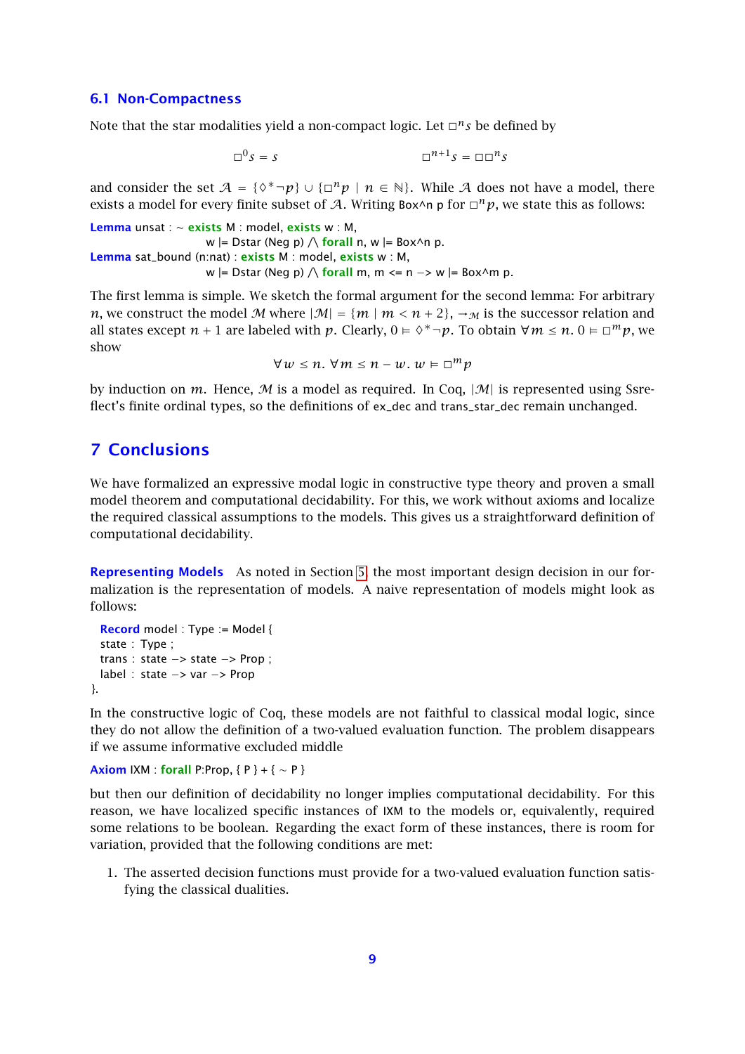## 6.1 Non-Compactness

Note that the star modalities yield a non-compact logic. Let $\Box^n s$ be defined by

$$\Box^0 s = s \qquad\qquad \Box^{n+1} s = \Box\Box^n s$$

and consider the set $\mathcal{A} = \{\Diamond^* \neg p\} \cup \{\Box^n p \mid n \in \mathbb{N}\}$. While $\mathcal{A}$ does not have a model, there exists a model for every finite subset of $\mathcal{A}$. Writing Box^n p for $\Box^n p$, we state this as follows:

```
Lemma unsat : ~ exists M : model, exists w : M,
                w |= Dstar (Neg p) /\ forall n, w |= Box^n p.
Lemma sat_bound (n:nat) : exists M : model, exists w : M,
                w |= Dstar (Neg p) /\ forall m, m <= n -> w |= Box^m p.
```

The first lemma is simple. We sketch the formal argument for the second lemma: For arbitrary $n$, we construct the model $\mathcal{M}$ where $|\mathcal{M}| = \{m \mid m < n+2\}$, $\to_{\mathcal{M}}$ is the successor relation and all states except $n+1$ are labeled with $p$. Clearly, $0 \vDash \Diamond^* \neg p$. To obtain $\forall m \leq n.\ 0 \vDash \Box^m p$, we show

$$\forall w \leq n.\ \forall m \leq n - w.\ w \vDash \Box^m p$$

by induction on $m$. Hence, $\mathcal{M}$ is a model as required. In Coq, $|\mathcal{M}|$ is represented using Ssreflect's finite ordinal types, so the definitions of ex_dec and trans_star_dec remain unchanged.

# 7 Conclusions

We have formalized an expressive modal logic in constructive type theory and proven a small model theorem and computational decidability. For this, we work without axioms and localize the required classical assumptions to the models. This gives us a straightforward definition of computational decidability.

**Representing Models** As noted in Section 5, the most important design decision in our formalization is the representation of models. A naive representation of models might look as follows:

```
Record model : Type := Model {
  state : Type ;
  trans : state -> state -> Prop ;
  label : state -> var -> Prop
}.
```

In the constructive logic of Coq, these models are not faithful to classical modal logic, since they do not allow the definition of a two-valued evaluation function. The problem disappears if we assume informative excluded middle

```
Axiom IXM : forall P:Prop, { P } + { ~ P }
```

but then our definition of decidability no longer implies computational decidability. For this reason, we have localized specific instances of IXM to the models or, equivalently, required some relations to be boolean. Regarding the exact form of these instances, there is room for variation, provided that the following conditions are met:

1. The asserted decision functions must provide for a two-valued evaluation function satisfying the classical dualities.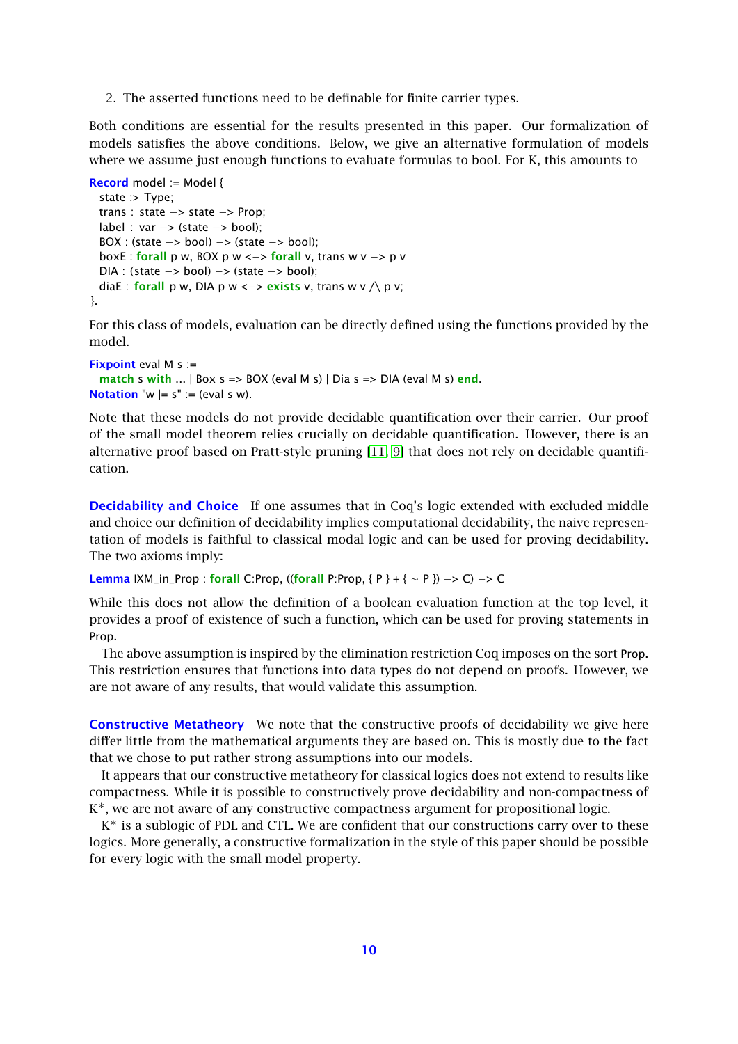2. The asserted functions need to be definable for finite carrier types.

Both conditions are essential for the results presented in this paper. Our formalization of models satisfies the above conditions. Below, we give an alternative formulation of models where we assume just enough functions to evaluate formulas to bool. For K, this amounts to

```
Record model := Model {
  state :> Type;
  trans : state -> state -> Prop;
  label : var -> (state -> bool);
  BOX : (state -> bool) -> (state -> bool);
  boxE : forall p w, BOX p w <-> forall v, trans w v -> p v
  DIA : (state -> bool) -> (state -> bool);
  diaE : forall p w, DIA p w <-> exists v, trans w v /\ p v;
}.
```

For this class of models, evaluation can be directly defined using the functions provided by the model.

```
Fixpoint eval M s :=
  match s with ... | Box s => BOX (eval M s) | Dia s => DIA (eval M s) end.
Notation "w |= s" := (eval s w).
```

Note that these models do not provide decidable quantification over their carrier. Our proof of the small model theorem relies crucially on decidable quantification. However, there is an alternative proof based on Pratt-style pruning [11, 9] that does not rely on decidable quantification.

**Decidability and Choice** If one assumes that in Coq's logic extended with excluded middle and choice our definition of decidability implies computational decidability, the naive representation of models is faithful to classical modal logic and can be used for proving decidability. The two axioms imply:

```
Lemma IXM_in_Prop : forall C:Prop, ((forall P:Prop, { P } + { ~ P }) -> C) -> C
```

While this does not allow the definition of a boolean evaluation function at the top level, it provides a proof of existence of such a function, which can be used for proving statements in Prop.

The above assumption is inspired by the elimination restriction Coq imposes on the sort Prop. This restriction ensures that functions into data types do not depend on proofs. However, we are not aware of any results, that would validate this assumption.

**Constructive Metatheory** We note that the constructive proofs of decidability we give here differ little from the mathematical arguments they are based on. This is mostly due to the fact that we chose to put rather strong assumptions into our models.

It appears that our constructive metatheory for classical logics does not extend to results like compactness. While it is possible to constructively prove decidability and non-compactness of $K^*$, we are not aware of any constructive compactness argument for propositional logic.

$K^*$ is a sublogic of PDL and CTL. We are confident that our constructions carry over to these logics. More generally, a constructive formalization in the style of this paper should be possible for every logic with the small model property.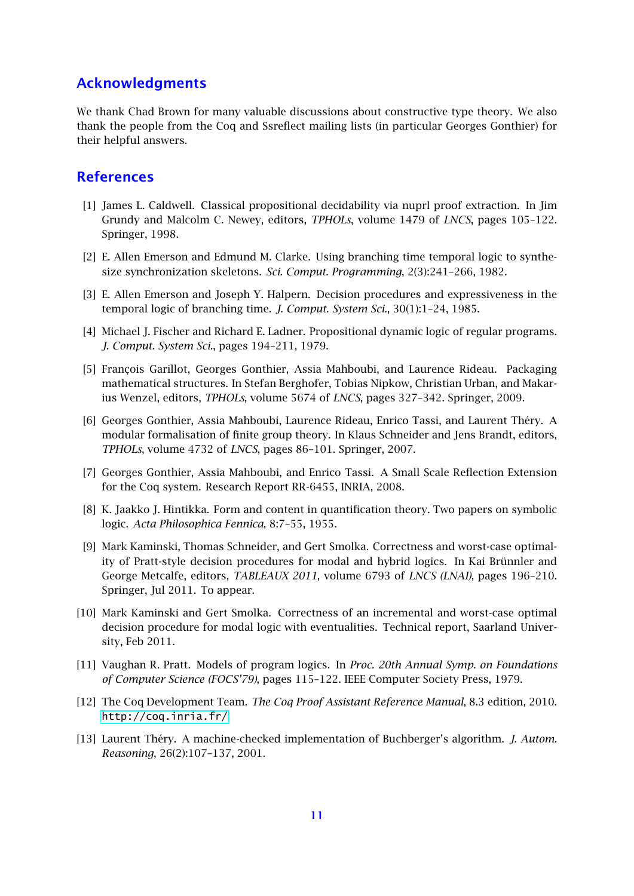## Acknowledgments

We thank Chad Brown for many valuable discussions about constructive type theory. We also thank the people from the Coq and Ssreflect mailing lists (in particular Georges Gonthier) for their helpful answers.

## References

[1] James L. Caldwell. Classical propositional decidability via nuprl proof extraction. In Jim Grundy and Malcolm C. Newey, editors, *TPHOLs*, volume 1479 of *LNCS*, pages 105–122. Springer, 1998.

[2] E. Allen Emerson and Edmund M. Clarke. Using branching time temporal logic to synthesize synchronization skeletons. *Sci. Comput. Programming*, 2(3):241–266, 1982.

[3] E. Allen Emerson and Joseph Y. Halpern. Decision procedures and expressiveness in the temporal logic of branching time. *J. Comput. System Sci.*, 30(1):1–24, 1985.

[4] Michael J. Fischer and Richard E. Ladner. Propositional dynamic logic of regular programs. *J. Comput. System Sci.*, pages 194–211, 1979.

[5] François Garillot, Georges Gonthier, Assia Mahboubi, and Laurence Rideau. Packaging mathematical structures. In Stefan Berghofer, Tobias Nipkow, Christian Urban, and Makarius Wenzel, editors, *TPHOLs*, volume 5674 of *LNCS*, pages 327–342. Springer, 2009.

[6] Georges Gonthier, Assia Mahboubi, Laurence Rideau, Enrico Tassi, and Laurent Théry. A modular formalisation of finite group theory. In Klaus Schneider and Jens Brandt, editors, *TPHOLs*, volume 4732 of *LNCS*, pages 86–101. Springer, 2007.

[7] Georges Gonthier, Assia Mahboubi, and Enrico Tassi. A Small Scale Reflection Extension for the Coq system. Research Report RR-6455, INRIA, 2008.

[8] K. Jaakko J. Hintikka. Form and content in quantification theory. Two papers on symbolic logic. *Acta Philosophica Fennica*, 8:7–55, 1955.

[9] Mark Kaminski, Thomas Schneider, and Gert Smolka. Correctness and worst-case optimality of Pratt-style decision procedures for modal and hybrid logics. In Kai Brünnler and George Metcalfe, editors, *TABLEAUX 2011*, volume 6793 of *LNCS (LNAI)*, pages 196–210. Springer, Jul 2011. To appear.

[10] Mark Kaminski and Gert Smolka. Correctness of an incremental and worst-case optimal decision procedure for modal logic with eventualities. Technical report, Saarland University, Feb 2011.

[11] Vaughan R. Pratt. Models of program logics. In *Proc. 20th Annual Symp. on Foundations of Computer Science (FOCS'79)*, pages 115–122. IEEE Computer Society Press, 1979.

[12] The Coq Development Team. *The Coq Proof Assistant Reference Manual*, 8.3 edition, 2010. http://coq.inria.fr/

[13] Laurent Théry. A machine-checked implementation of Buchberger's algorithm. *J. Autom. Reasoning*, 26(2):107–137, 2001.